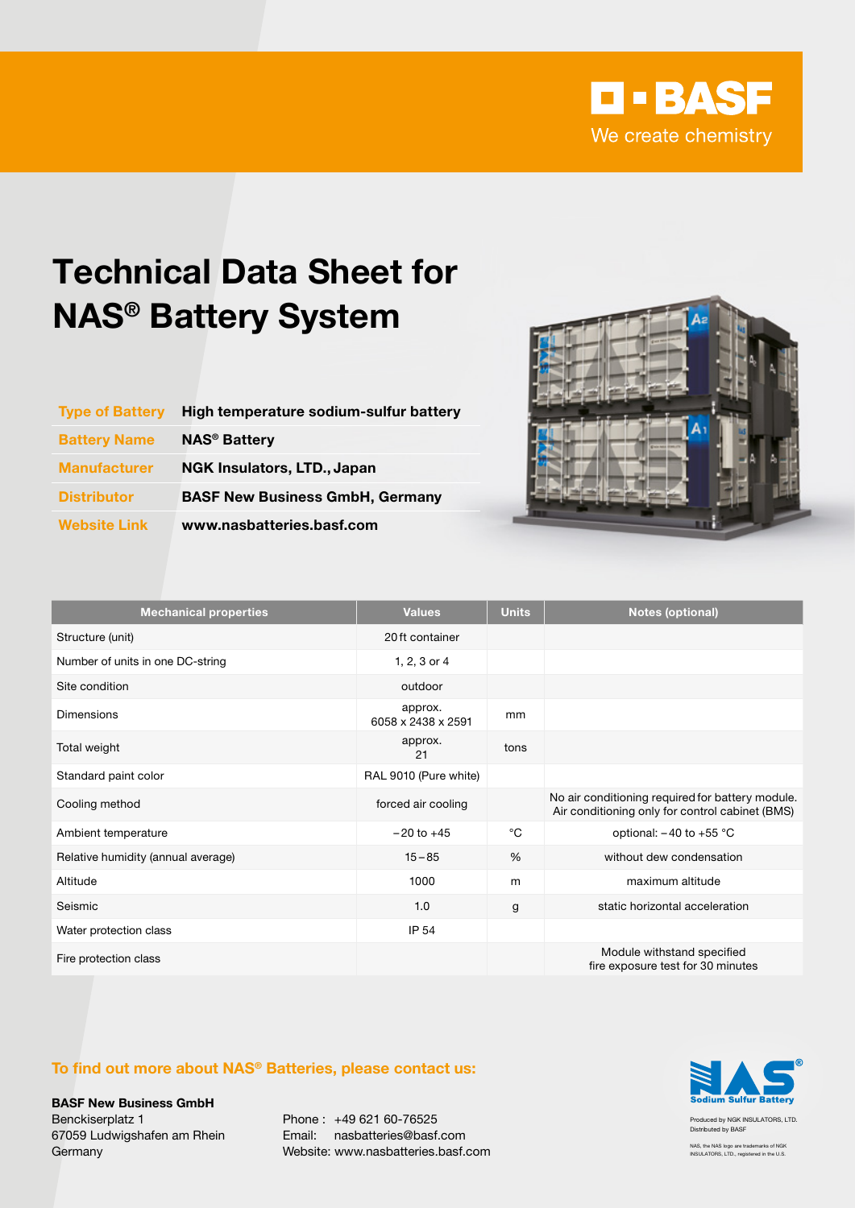BASF
We create chemistry

# Technical Data Sheet for NAS® Battery System

| | |
|---|---|
| **Type of Battery** | **High temperature sodium-sulfur battery** |
| **Battery Name** | **NAS® Battery** |
| **Manufacturer** | **NGK Insulators, LTD., Japan** |
| **Distributor** | **BASF New Business GmbH, Germany** |
| **Website Link** | **www.nasbatteries.basf.com** |

| Mechanical properties | Values | Units | Notes (optional) |
|---|---|---|---|
| Structure (unit) | 20 ft container | | |
| Number of units in one DC-string | 1, 2, 3 or 4 | | |
| Site condition | outdoor | | |
| Dimensions | approx. 6058 x 2438 x 2591 | mm | |
| Total weight | approx. 21 | tons | |
| Standard paint color | RAL 9010 (Pure white) | | |
| Cooling method | forced air cooling | | No air conditioning required for battery module. Air conditioning only for control cabinet (BMS) |
| Ambient temperature | −20 to +45 | °C | optional: −40 to +55 °C |
| Relative humidity (annual average) | 15 – 85 | % | without dew condensation |
| Altitude | 1000 | m | maximum altitude |
| Seismic | 1.0 | g | static horizontal acceleration |
| Water protection class | IP 54 | | |
| Fire protection class | | | Module withstand specified fire exposure test for 30 minutes |

## To find out more about NAS® Batteries, please contact us:

**BASF New Business GmbH**
Benckiserplatz 1
67059 Ludwigshafen am Rhein
Germany

Phone : +49 621 60-76525
Email: nasbatteries@basf.com
Website: www.nasbatteries.basf.com

NAS® Sodium Sulfur Battery

Produced by NGK INSULATORS, LTD.
Distributed by BASF

NAS, the NAS logo are trademarks of NGK INSULATORS, LTD., registered in the U.S.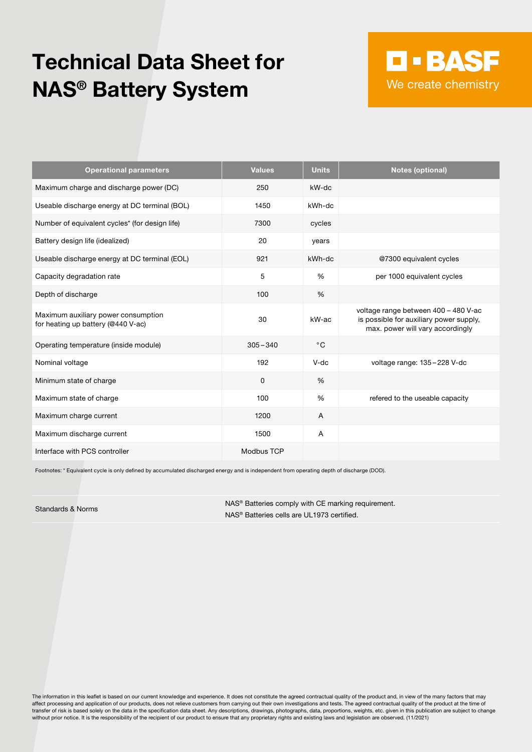# Technical Data Sheet for NAS® Battery System

BASF
We create chemistry

| Operational parameters | Values | Units | Notes (optional) |
|---|---|---|---|
| Maximum charge and discharge power (DC) | 250 | kW-dc | |
| Useable discharge energy at DC terminal (BOL) | 1450 | kWh-dc | |
| Number of equivalent cycles* (for design life) | 7300 | cycles | |
| Battery design life (idealized) | 20 | years | |
| Useable discharge energy at DC terminal (EOL) | 921 | kWh-dc | @7300 equivalent cycles |
| Capacity degradation rate | 5 | % | per 1000 equivalent cycles |
| Depth of discharge | 100 | % | |
| Maximum auxiliary power consumption for heating up battery (@440 V-ac) | 30 | kW-ac | voltage range between 400 – 480 V-ac is possible for auxiliary power supply, max. power will vary accordingly |
| Operating temperature (inside module) | 305 – 340 | °C | |
| Nominal voltage | 192 | V-dc | voltage range: 135 – 228 V-dc |
| Minimum state of charge | 0 | % | |
| Maximum state of charge | 100 | % | refered to the useable capacity |
| Maximum charge current | 1200 | A | |
| Maximum discharge current | 1500 | A | |
| Interface with PCS controller | Modbus TCP | | |

Footnotes: * Equivalent cycle is only defined by accumulated discharged energy and is independent from operating depth of discharge (DOD).

| | |
|---|---|
| Standards & Norms | NAS® Batteries comply with CE marking requirement.<br>NAS® Batteries cells are UL1973 certified. |

The information in this leaflet is based on our current knowledge and experience. It does not constitute the agreed contractual quality of the product and, in view of the many factors that may affect processing and application of our products, does not relieve customers from carrying out their own investigations and tests. The agreed contractual quality of the product at the time of transfer of risk is based solely on the data in the specification data sheet. Any descriptions, drawings, photographs, data, proportions, weights, etc. given in this publication are subject to change without prior notice. It is the responsibility of the recipient of our product to ensure that any proprietary rights and existing laws and legislation are observed. (11/2021)